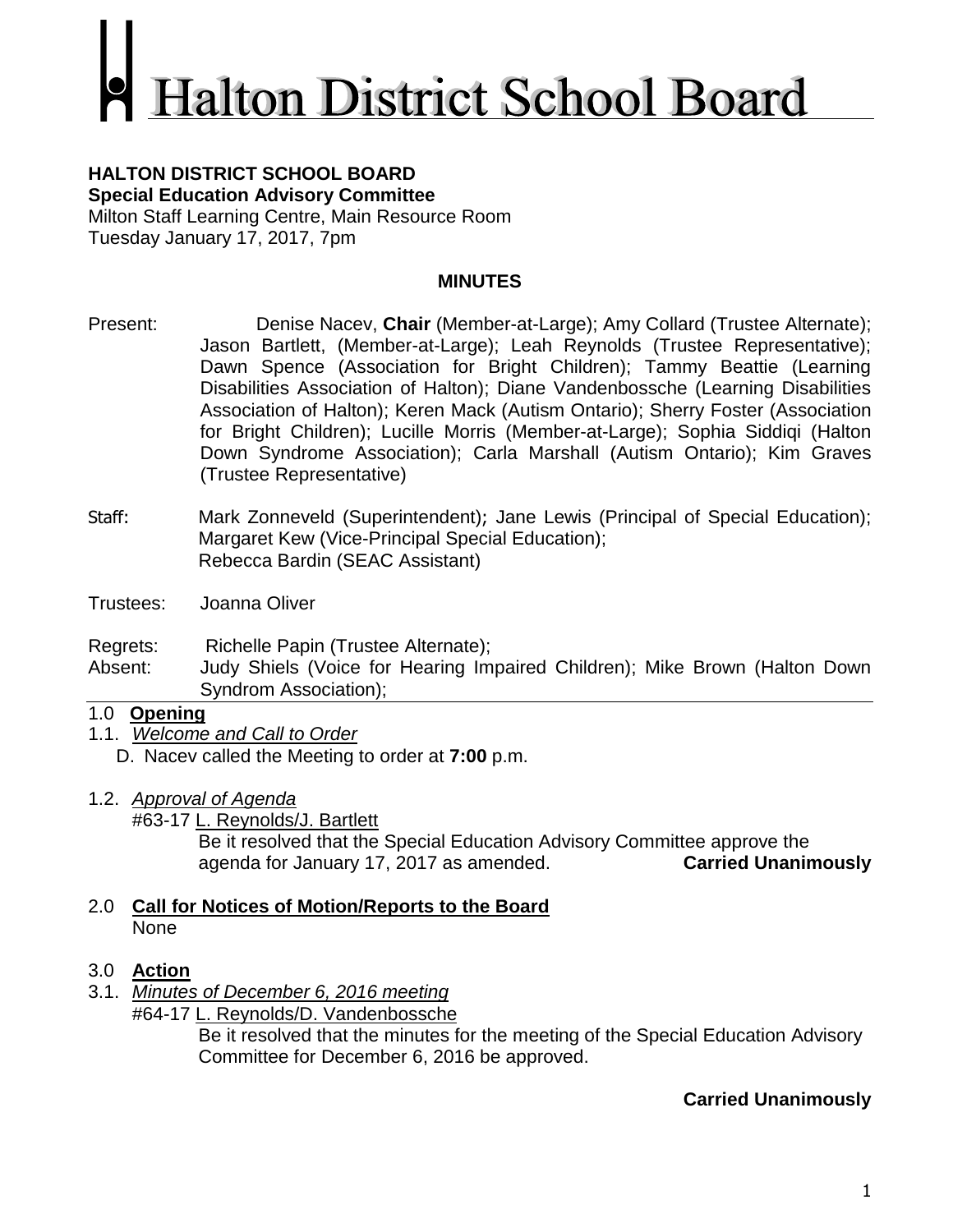# Halton District School Board

**HALTON DISTRICT SCHOOL BOARD**
**Special Education Advisory Committee**
Milton Staff Learning Centre, Main Resource Room
Tuesday January 17, 2017, 7pm

**MINUTES**

Present: Denise Nacev, **Chair** (Member-at-Large); Amy Collard (Trustee Alternate); Jason Bartlett, (Member-at-Large); Leah Reynolds (Trustee Representative); Dawn Spence (Association for Bright Children); Tammy Beattie (Learning Disabilities Association of Halton); Diane Vandenbossche (Learning Disabilities Association of Halton); Keren Mack (Autism Ontario); Sherry Foster (Association for Bright Children); Lucille Morris (Member-at-Large); Sophia Siddiqi (Halton Down Syndrome Association); Carla Marshall (Autism Ontario); Kim Graves (Trustee Representative)

Staff: Mark Zonneveld (Superintendent); Jane Lewis (Principal of Special Education); Margaret Kew (Vice-Principal Special Education); Rebecca Bardin (SEAC Assistant)

Trustees: Joanna Oliver

Regrets: Richelle Papin (Trustee Alternate);
Absent: Judy Shiels (Voice for Hearing Impaired Children); Mike Brown (Halton Down Syndrom Association);

## 1.0 Opening

1.1. *Welcome and Call to Order*

D. Nacev called the Meeting to order at **7:00** p.m.

1.2. *Approval of Agenda*

#63-17 L. Reynolds/J. Bartlett

Be it resolved that the Special Education Advisory Committee approve the agenda for January 17, 2017 as amended. **Carried Unanimously**

## 2.0 Call for Notices of Motion/Reports to the Board

None

## 3.0 Action

3.1. *Minutes of December 6, 2016 meeting*

#64-17 L. Reynolds/D. Vandenbossche

Be it resolved that the minutes for the meeting of the Special Education Advisory Committee for December 6, 2016 be approved.

**Carried Unanimously**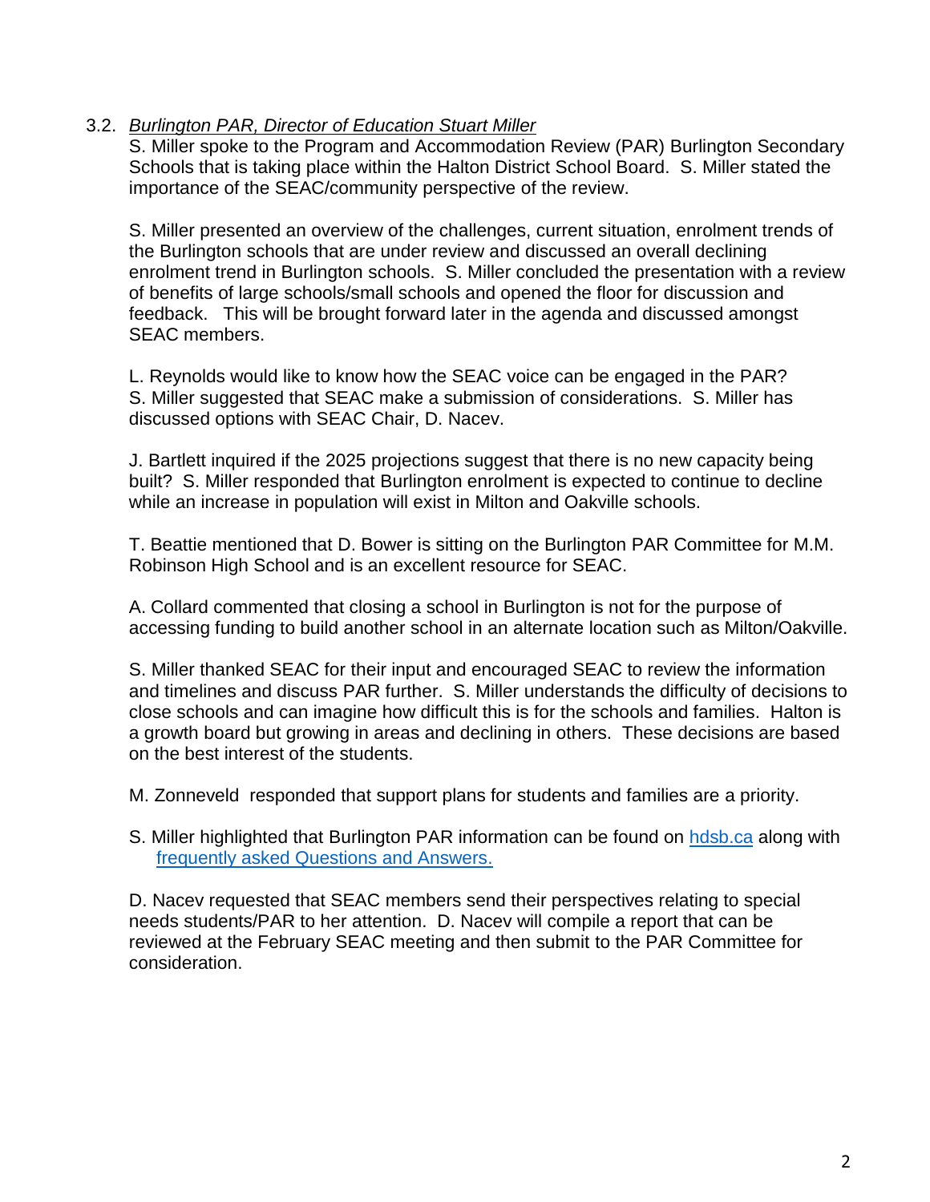3.2. *Burlington PAR, Director of Education Stuart Miller*

S. Miller spoke to the Program and Accommodation Review (PAR) Burlington Secondary Schools that is taking place within the Halton District School Board. S. Miller stated the importance of the SEAC/community perspective of the review.

S. Miller presented an overview of the challenges, current situation, enrolment trends of the Burlington schools that are under review and discussed an overall declining enrolment trend in Burlington schools. S. Miller concluded the presentation with a review of benefits of large schools/small schools and opened the floor for discussion and feedback. This will be brought forward later in the agenda and discussed amongst SEAC members.

L. Reynolds would like to know how the SEAC voice can be engaged in the PAR? S. Miller suggested that SEAC make a submission of considerations. S. Miller has discussed options with SEAC Chair, D. Nacev.

J. Bartlett inquired if the 2025 projections suggest that there is no new capacity being built? S. Miller responded that Burlington enrolment is expected to continue to decline while an increase in population will exist in Milton and Oakville schools.

T. Beattie mentioned that D. Bower is sitting on the Burlington PAR Committee for M.M. Robinson High School and is an excellent resource for SEAC.

A. Collard commented that closing a school in Burlington is not for the purpose of accessing funding to build another school in an alternate location such as Milton/Oakville.

S. Miller thanked SEAC for their input and encouraged SEAC to review the information and timelines and discuss PAR further. S. Miller understands the difficulty of decisions to close schools and can imagine how difficult this is for the schools and families. Halton is a growth board but growing in areas and declining in others. These decisions are based on the best interest of the students.

M. Zonneveld responded that support plans for students and families are a priority.

S. Miller highlighted that Burlington PAR information can be found on [hdsb.ca](hdsb.ca) along with [frequently asked Questions and Answers.]()

D. Nacev requested that SEAC members send their perspectives relating to special needs students/PAR to her attention. D. Nacev will compile a report that can be reviewed at the February SEAC meeting and then submit to the PAR Committee for consideration.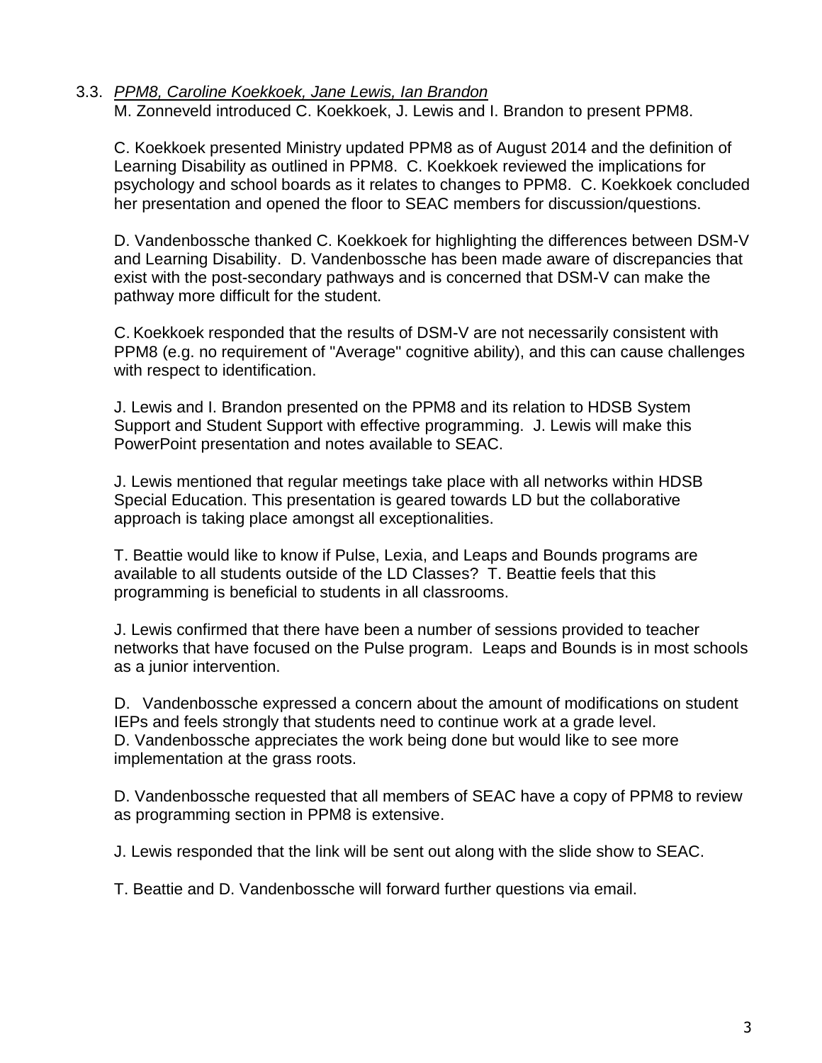3.3. *PPM8, Caroline Koekkoek, Jane Lewis, Ian Brandon*

M. Zonneveld introduced C. Koekkoek, J. Lewis and I. Brandon to present PPM8.

C. Koekkoek presented Ministry updated PPM8 as of August 2014 and the definition of Learning Disability as outlined in PPM8. C. Koekkoek reviewed the implications for psychology and school boards as it relates to changes to PPM8. C. Koekkoek concluded her presentation and opened the floor to SEAC members for discussion/questions.

D. Vandenbossche thanked C. Koekkoek for highlighting the differences between DSM-V and Learning Disability. D. Vandenbossche has been made aware of discrepancies that exist with the post-secondary pathways and is concerned that DSM-V can make the pathway more difficult for the student.

C. Koekkoek responded that the results of DSM-V are not necessarily consistent with PPM8 (e.g. no requirement of "Average" cognitive ability), and this can cause challenges with respect to identification.

J. Lewis and I. Brandon presented on the PPM8 and its relation to HDSB System Support and Student Support with effective programming. J. Lewis will make this PowerPoint presentation and notes available to SEAC.

J. Lewis mentioned that regular meetings take place with all networks within HDSB Special Education. This presentation is geared towards LD but the collaborative approach is taking place amongst all exceptionalities.

T. Beattie would like to know if Pulse, Lexia, and Leaps and Bounds programs are available to all students outside of the LD Classes? T. Beattie feels that this programming is beneficial to students in all classrooms.

J. Lewis confirmed that there have been a number of sessions provided to teacher networks that have focused on the Pulse program. Leaps and Bounds is in most schools as a junior intervention.

D. Vandenbossche expressed a concern about the amount of modifications on student IEPs and feels strongly that students need to continue work at a grade level. D. Vandenbossche appreciates the work being done but would like to see more implementation at the grass roots.

D. Vandenbossche requested that all members of SEAC have a copy of PPM8 to review as programming section in PPM8 is extensive.

J. Lewis responded that the link will be sent out along with the slide show to SEAC.

T. Beattie and D. Vandenbossche will forward further questions via email.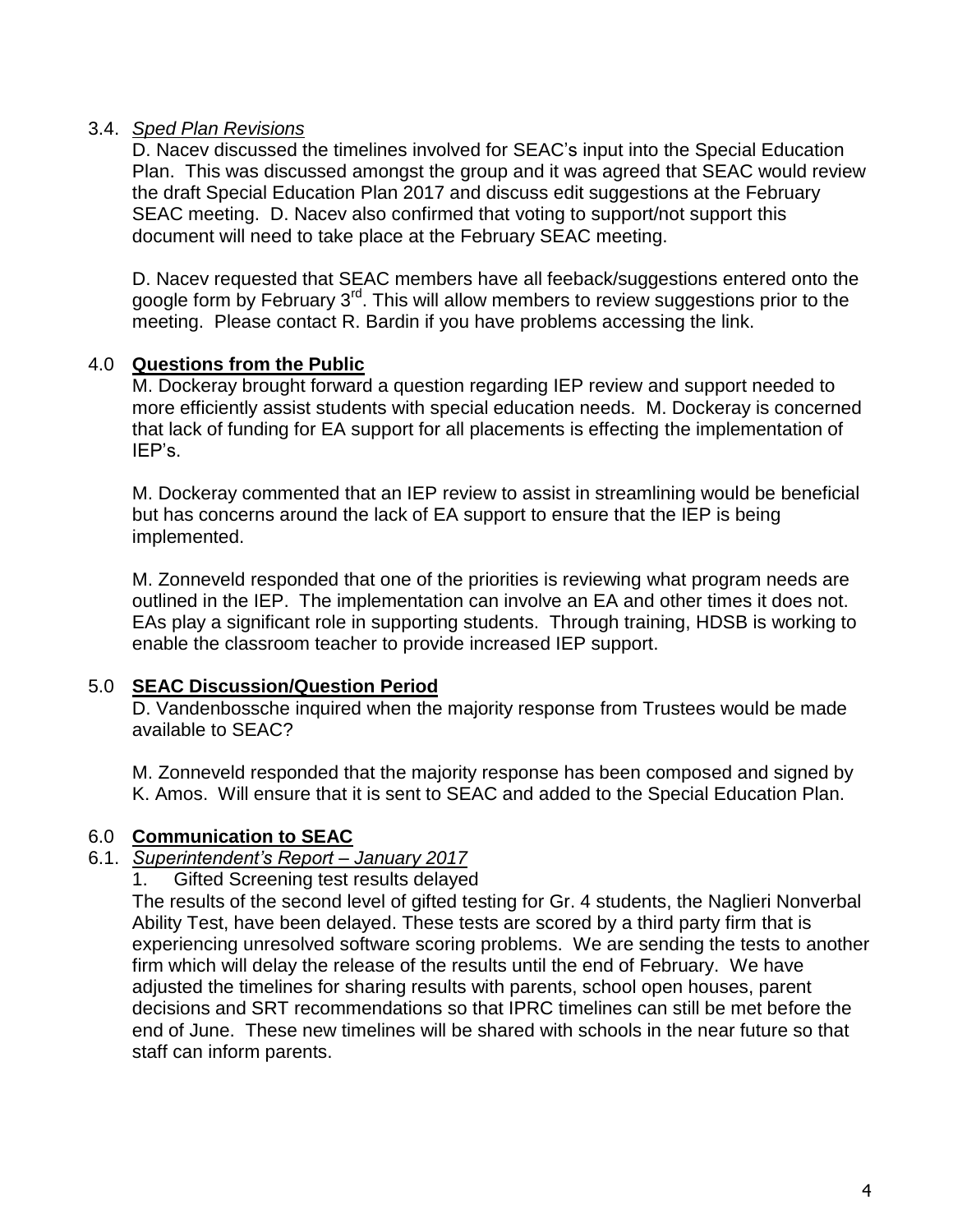3.4. *Sped Plan Revisions*

D. Nacev discussed the timelines involved for SEAC's input into the Special Education Plan. This was discussed amongst the group and it was agreed that SEAC would review the draft Special Education Plan 2017 and discuss edit suggestions at the February SEAC meeting. D. Nacev also confirmed that voting to support/not support this document will need to take place at the February SEAC meeting.

D. Nacev requested that SEAC members have all feeback/suggestions entered onto the google form by February 3rd. This will allow members to review suggestions prior to the meeting. Please contact R. Bardin if you have problems accessing the link.

## 4.0 Questions from the Public

M. Dockeray brought forward a question regarding IEP review and support needed to more efficiently assist students with special education needs. M. Dockeray is concerned that lack of funding for EA support for all placements is effecting the implementation of IEP's.

M. Dockeray commented that an IEP review to assist in streamlining would be beneficial but has concerns around the lack of EA support to ensure that the IEP is being implemented.

M. Zonneveld responded that one of the priorities is reviewing what program needs are outlined in the IEP. The implementation can involve an EA and other times it does not. EAs play a significant role in supporting students. Through training, HDSB is working to enable the classroom teacher to provide increased IEP support.

## 5.0 SEAC Discussion/Question Period

D. Vandenbossche inquired when the majority response from Trustees would be made available to SEAC?

M. Zonneveld responded that the majority response has been composed and signed by K. Amos. Will ensure that it is sent to SEAC and added to the Special Education Plan.

## 6.0 Communication to SEAC

6.1. *Superintendent's Report – January 2017*

1. Gifted Screening test results delayed

The results of the second level of gifted testing for Gr. 4 students, the Naglieri Nonverbal Ability Test, have been delayed. These tests are scored by a third party firm that is experiencing unresolved software scoring problems. We are sending the tests to another firm which will delay the release of the results until the end of February. We have adjusted the timelines for sharing results with parents, school open houses, parent decisions and SRT recommendations so that IPRC timelines can still be met before the end of June. These new timelines will be shared with schools in the near future so that staff can inform parents.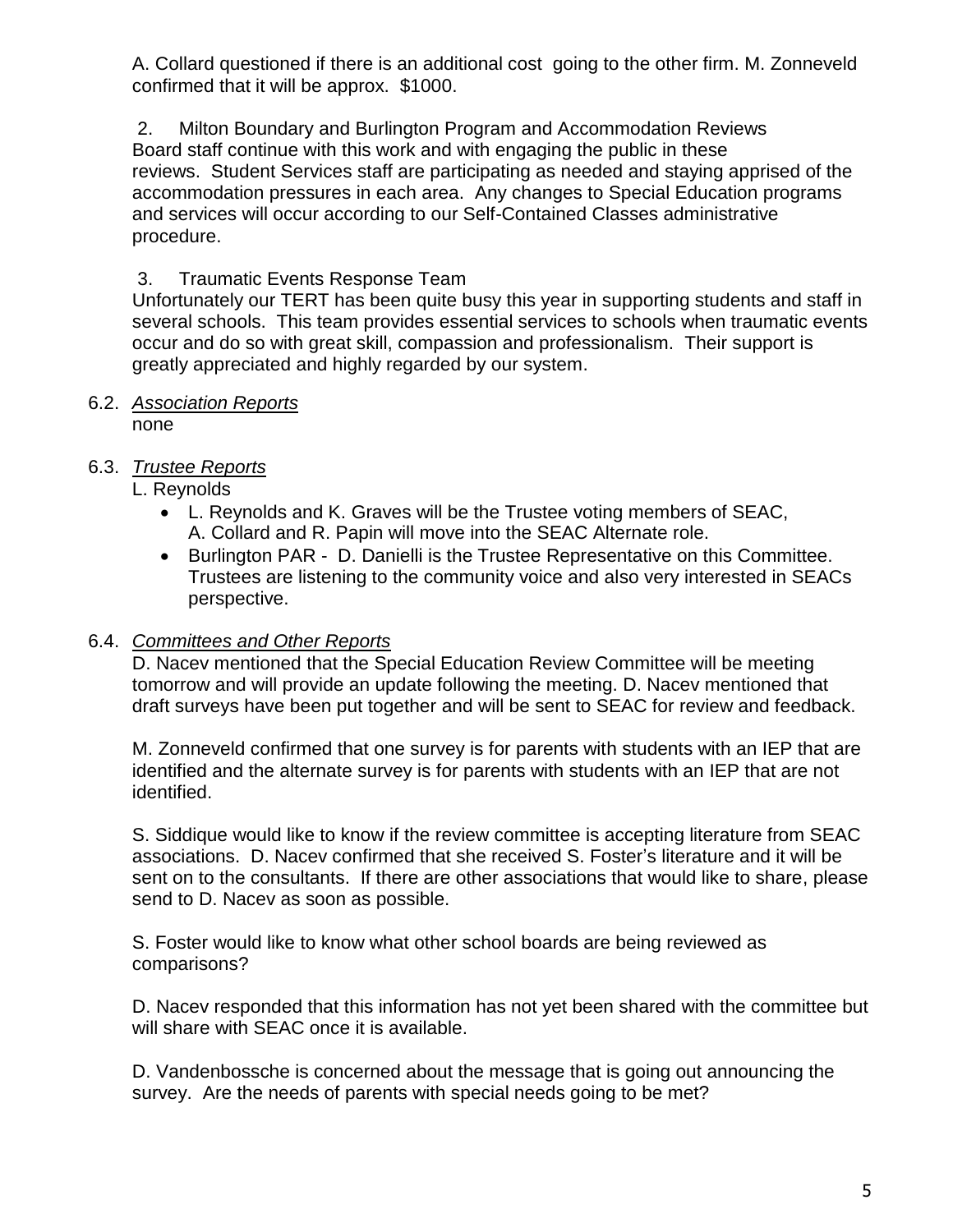A. Collard questioned if there is an additional cost going to the other firm. M. Zonneveld confirmed that it will be approx. $1000.

2. Milton Boundary and Burlington Program and Accommodation Reviews
Board staff continue with this work and with engaging the public in these reviews. Student Services staff are participating as needed and staying apprised of the accommodation pressures in each area. Any changes to Special Education programs and services will occur according to our Self-Contained Classes administrative procedure.

3. Traumatic Events Response Team
Unfortunately our TERT has been quite busy this year in supporting students and staff in several schools. This team provides essential services to schools when traumatic events occur and do so with great skill, compassion and professionalism. Their support is greatly appreciated and highly regarded by our system.

6.2. *Association Reports*
none

6.3. *Trustee Reports*
L. Reynolds

- L. Reynolds and K. Graves will be the Trustee voting members of SEAC, A. Collard and R. Papin will move into the SEAC Alternate role.
- Burlington PAR - D. Danielli is the Trustee Representative on this Committee. Trustees are listening to the community voice and also very interested in SEACs perspective.

6.4. *Committees and Other Reports*
D. Nacev mentioned that the Special Education Review Committee will be meeting tomorrow and will provide an update following the meeting. D. Nacev mentioned that draft surveys have been put together and will be sent to SEAC for review and feedback.

M. Zonneveld confirmed that one survey is for parents with students with an IEP that are identified and the alternate survey is for parents with students with an IEP that are not identified.

S. Siddique would like to know if the review committee is accepting literature from SEAC associations. D. Nacev confirmed that she received S. Foster's literature and it will be sent on to the consultants. If there are other associations that would like to share, please send to D. Nacev as soon as possible.

S. Foster would like to know what other school boards are being reviewed as comparisons?

D. Nacev responded that this information has not yet been shared with the committee but will share with SEAC once it is available.

D. Vandenbossche is concerned about the message that is going out announcing the survey. Are the needs of parents with special needs going to be met?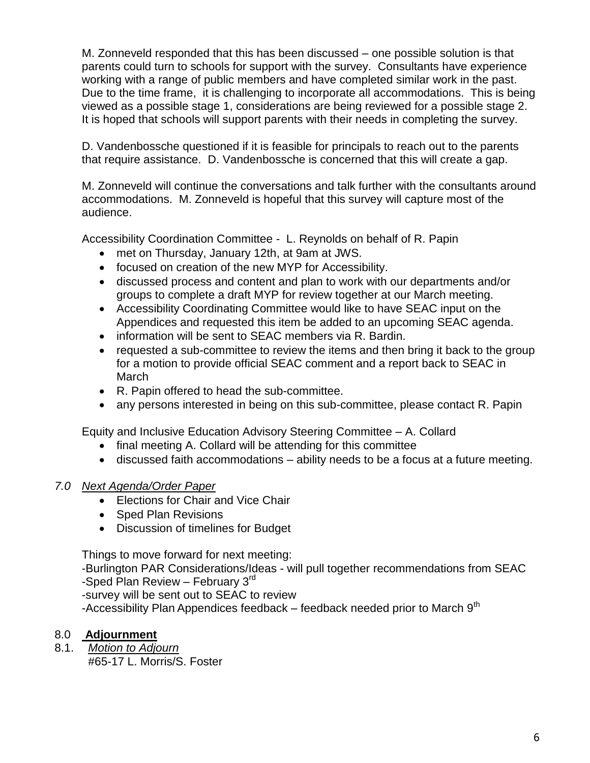M. Zonneveld responded that this has been discussed – one possible solution is that parents could turn to schools for support with the survey. Consultants have experience working with a range of public members and have completed similar work in the past. Due to the time frame, it is challenging to incorporate all accommodations. This is being viewed as a possible stage 1, considerations are being reviewed for a possible stage 2. It is hoped that schools will support parents with their needs in completing the survey.

D. Vandenbossche questioned if it is feasible for principals to reach out to the parents that require assistance. D. Vandenbossche is concerned that this will create a gap.

M. Zonneveld will continue the conversations and talk further with the consultants around accommodations. M. Zonneveld is hopeful that this survey will capture most of the audience.

Accessibility Coordination Committee - L. Reynolds on behalf of R. Papin

- met on Thursday, January 12th, at 9am at JWS.
- focused on creation of the new MYP for Accessibility.
- discussed process and content and plan to work with our departments and/or groups to complete a draft MYP for review together at our March meeting.
- Accessibility Coordinating Committee would like to have SEAC input on the Appendices and requested this item be added to an upcoming SEAC agenda.
- information will be sent to SEAC members via R. Bardin.
- requested a sub-committee to review the items and then bring it back to the group for a motion to provide official SEAC comment and a report back to SEAC in March
- R. Papin offered to head the sub-committee.
- any persons interested in being on this sub-committee, please contact R. Papin

Equity and Inclusive Education Advisory Steering Committee – A. Collard

- final meeting A. Collard will be attending for this committee
- discussed faith accommodations – ability needs to be a focus at a future meeting.

*7.0 Next Agenda/Order Paper*

- Elections for Chair and Vice Chair
- Sped Plan Revisions
- Discussion of timelines for Budget

Things to move forward for next meeting:
-Burlington PAR Considerations/Ideas - will pull together recommendations from SEAC
-Sped Plan Review – February 3rd
-survey will be sent out to SEAC to review
-Accessibility Plan Appendices feedback – feedback needed prior to March 9th

8.0 **Adjournment**

8.1. *Motion to Adjourn*
#65-17 L. Morris/S. Foster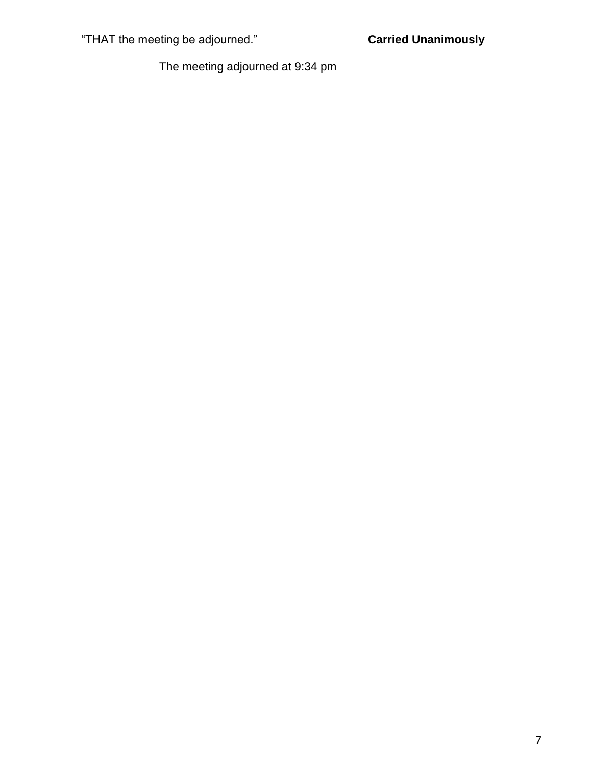"THAT the meeting be adjourned." **Carried Unanimously**

The meeting adjourned at 9:34 pm